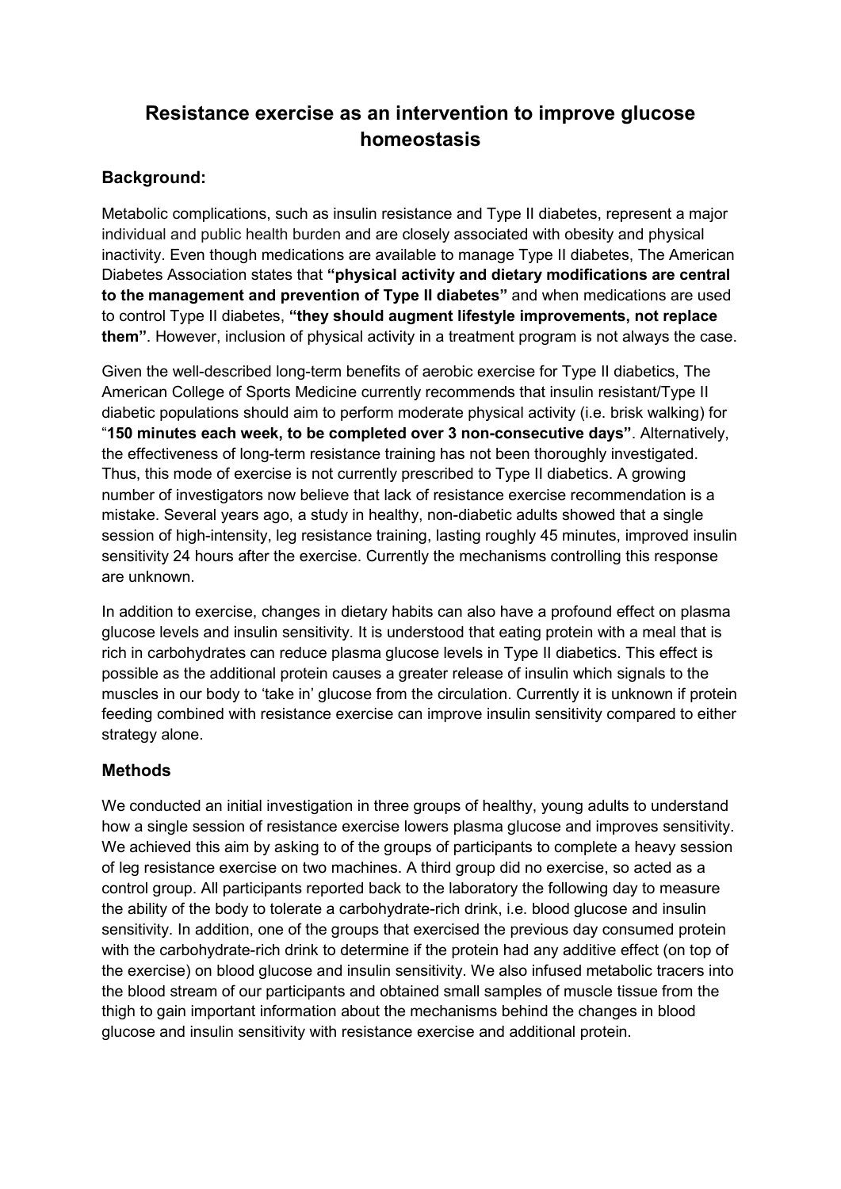# Resistance exercise as an intervention to improve glucose homeostasis

## Background:

Metabolic complications, such as insulin resistance and Type II diabetes, represent a major individual and public health burden and are closely associated with obesity and physical inactivity. Even though medications are available to manage Type II diabetes, The American Diabetes Association states that **"physical activity and dietary modifications are central to the management and prevention of Type II diabetes"** and when medications are used to control Type II diabetes, **"they should augment lifestyle improvements, not replace them"**. However, inclusion of physical activity in a treatment program is not always the case.

Given the well-described long-term benefits of aerobic exercise for Type II diabetics, The American College of Sports Medicine currently recommends that insulin resistant/Type II diabetic populations should aim to perform moderate physical activity (i.e. brisk walking) for "**150 minutes each week, to be completed over 3 non-consecutive days"**. Alternatively, the effectiveness of long-term resistance training has not been thoroughly investigated. Thus, this mode of exercise is not currently prescribed to Type II diabetics. A growing number of investigators now believe that lack of resistance exercise recommendation is a mistake. Several years ago, a study in healthy, non-diabetic adults showed that a single session of high-intensity, leg resistance training, lasting roughly 45 minutes, improved insulin sensitivity 24 hours after the exercise. Currently the mechanisms controlling this response are unknown.

In addition to exercise, changes in dietary habits can also have a profound effect on plasma glucose levels and insulin sensitivity. It is understood that eating protein with a meal that is rich in carbohydrates can reduce plasma glucose levels in Type II diabetics. This effect is possible as the additional protein causes a greater release of insulin which signals to the muscles in our body to 'take in' glucose from the circulation. Currently it is unknown if protein feeding combined with resistance exercise can improve insulin sensitivity compared to either strategy alone.

## Methods

We conducted an initial investigation in three groups of healthy, young adults to understand how a single session of resistance exercise lowers plasma glucose and improves sensitivity. We achieved this aim by asking to of the groups of participants to complete a heavy session of leg resistance exercise on two machines. A third group did no exercise, so acted as a control group. All participants reported back to the laboratory the following day to measure the ability of the body to tolerate a carbohydrate-rich drink, i.e. blood glucose and insulin sensitivity. In addition, one of the groups that exercised the previous day consumed protein with the carbohydrate-rich drink to determine if the protein had any additive effect (on top of the exercise) on blood glucose and insulin sensitivity. We also infused metabolic tracers into the blood stream of our participants and obtained small samples of muscle tissue from the thigh to gain important information about the mechanisms behind the changes in blood glucose and insulin sensitivity with resistance exercise and additional protein.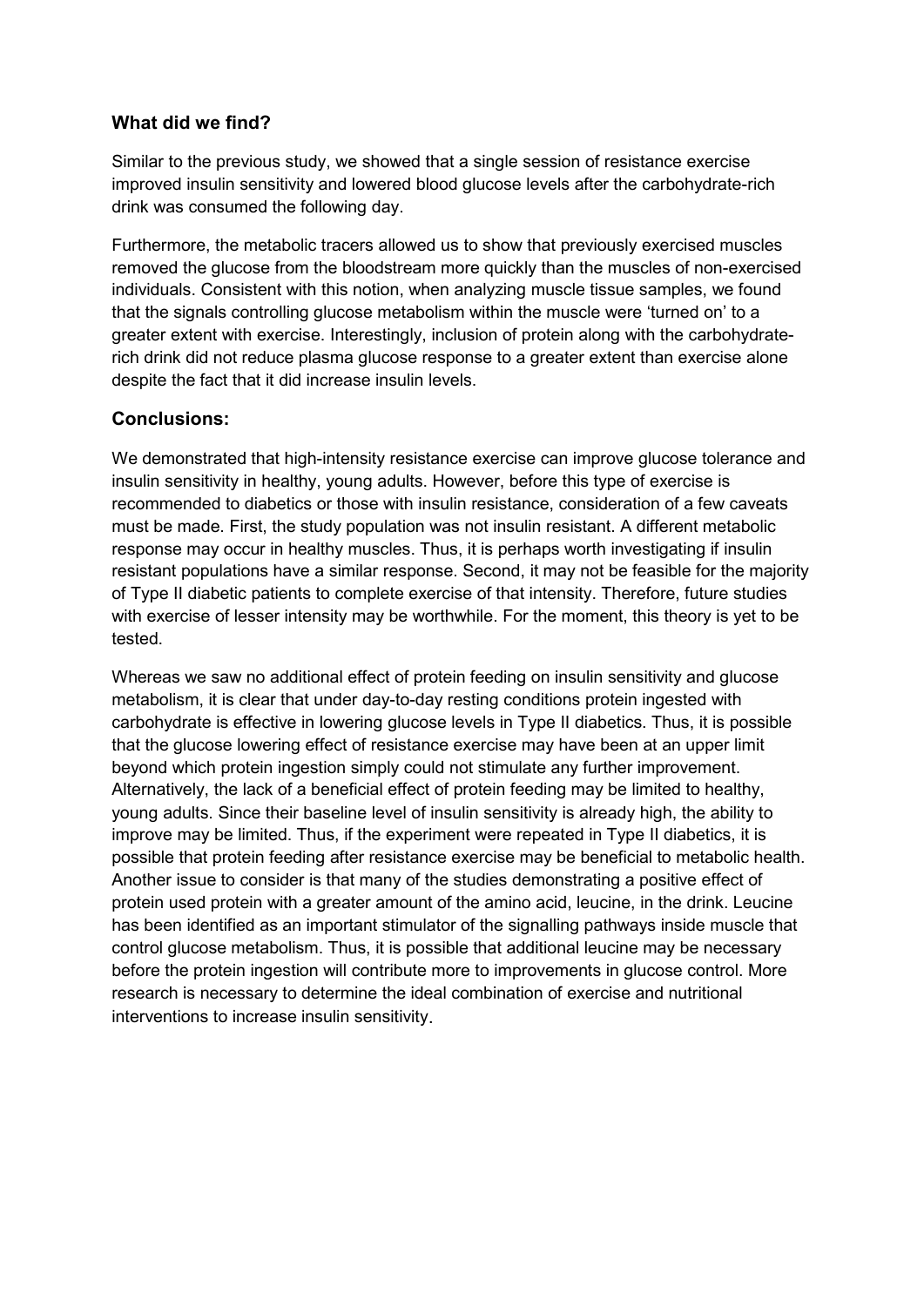## What did we find?

Similar to the previous study, we showed that a single session of resistance exercise improved insulin sensitivity and lowered blood glucose levels after the carbohydrate-rich drink was consumed the following day.

Furthermore, the metabolic tracers allowed us to show that previously exercised muscles removed the glucose from the bloodstream more quickly than the muscles of non-exercised individuals. Consistent with this notion, when analyzing muscle tissue samples, we found that the signals controlling glucose metabolism within the muscle were 'turned on' to a greater extent with exercise. Interestingly, inclusion of protein along with the carbohydrate-rich drink did not reduce plasma glucose response to a greater extent than exercise alone despite the fact that it did increase insulin levels.

## Conclusions:

We demonstrated that high-intensity resistance exercise can improve glucose tolerance and insulin sensitivity in healthy, young adults. However, before this type of exercise is recommended to diabetics or those with insulin resistance, consideration of a few caveats must be made. First, the study population was not insulin resistant. A different metabolic response may occur in healthy muscles. Thus, it is perhaps worth investigating if insulin resistant populations have a similar response. Second, it may not be feasible for the majority of Type II diabetic patients to complete exercise of that intensity. Therefore, future studies with exercise of lesser intensity may be worthwhile. For the moment, this theory is yet to be tested.

Whereas we saw no additional effect of protein feeding on insulin sensitivity and glucose metabolism, it is clear that under day-to-day resting conditions protein ingested with carbohydrate is effective in lowering glucose levels in Type II diabetics. Thus, it is possible that the glucose lowering effect of resistance exercise may have been at an upper limit beyond which protein ingestion simply could not stimulate any further improvement. Alternatively, the lack of a beneficial effect of protein feeding may be limited to healthy, young adults. Since their baseline level of insulin sensitivity is already high, the ability to improve may be limited. Thus, if the experiment were repeated in Type II diabetics, it is possible that protein feeding after resistance exercise may be beneficial to metabolic health. Another issue to consider is that many of the studies demonstrating a positive effect of protein used protein with a greater amount of the amino acid, leucine, in the drink. Leucine has been identified as an important stimulator of the signalling pathways inside muscle that control glucose metabolism. Thus, it is possible that additional leucine may be necessary before the protein ingestion will contribute more to improvements in glucose control. More research is necessary to determine the ideal combination of exercise and nutritional interventions to increase insulin sensitivity.